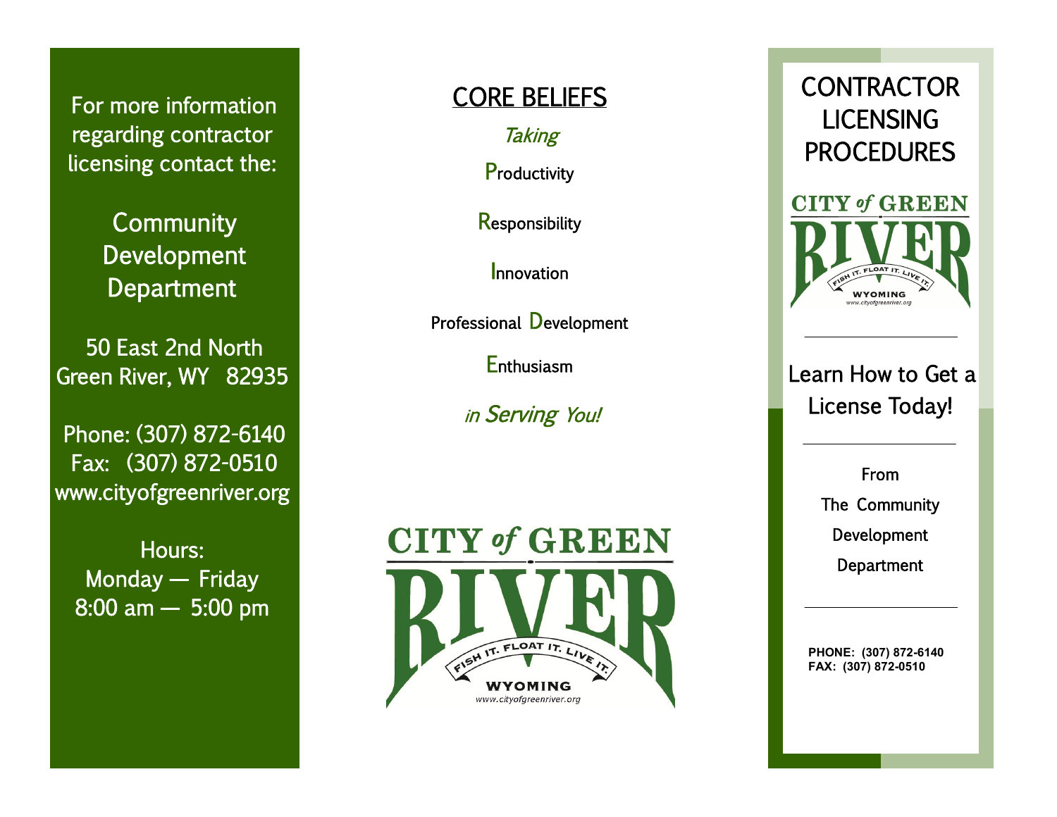For more information regarding contractor licensing contact the:

Community Development Department

50 East 2nd North
Green River, WY 82935

Phone: (307) 872-6140
Fax: (307) 872-0510
www.cityofgreenriver.org

Hours:
Monday — Friday
8:00 am — 5:00 pm

## CORE BELIEFS

*Taking*

**P**roductivity

**R**esponsibility

**I**nnovation

Professional **D**evelopment

**E**nthusiasm

*in Serving You!*

CITY of GREEN RIVER
FISH IT. FLOAT IT. LIVE IT.
WYOMING
www.cityofgreenriver.org

# CONTRACTOR LICENSING PROCEDURES

CITY of GREEN RIVER
FISH IT. FLOAT IT. LIVE IT.
WYOMING
www.cityofgreenriver.org

---

Learn How to Get a License Today!

---

From
The Community
Development
Department

---

**PHONE: (307) 872-6140**
**FAX: (307) 872-0510**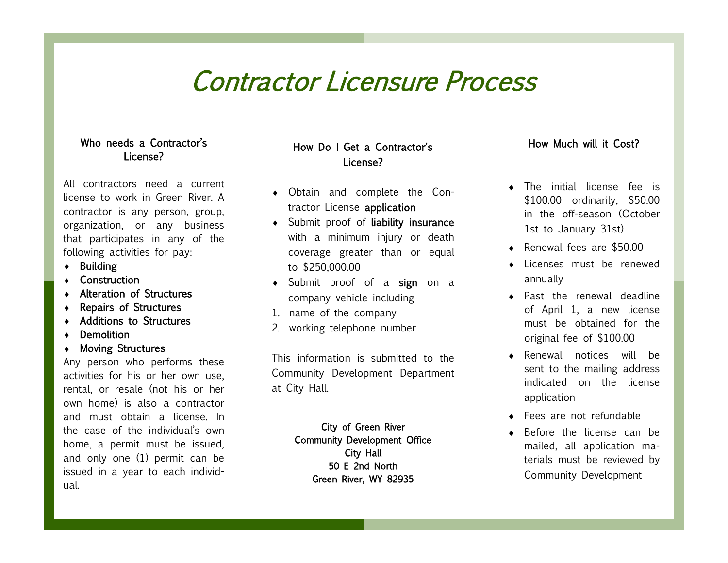# Contractor Licensure Process

## Who needs a Contractor's License?

All contractors need a current license to work in Green River. A contractor is any person, group, organization, or any business that participates in any of the following activities for pay:

- **Building**
- **Construction**
- **Alteration of Structures**
- **Repairs of Structures**
- **Additions to Structures**
- **Demolition**
- **Moving Structures**

Any person who performs these activities for his or her own use, rental, or resale (not his or her own home) is also a contractor and must obtain a license. In the case of the individual's own home, a permit must be issued, and only one (1) permit can be issued in a year to each individual.

## How Do I Get a Contractor's License?

- Obtain and complete the Contractor License **application**
- Submit proof of **liability insurance** with a minimum injury or death coverage greater than or equal to $250,000.00
- Submit proof of a **sign** on a company vehicle including

1. name of the company
2. working telephone number

This information is submitted to the Community Development Department at City Hall.

**City of Green River**
**Community Development Office**
**City Hall**
**50 E 2nd North**
**Green River, WY 82935**

## How Much will it Cost?

- The initial license fee is $100.00 ordinarily, $50.00 in the off-season (October 1st to January 31st)
- Renewal fees are $50.00
- Licenses must be renewed annually
- Past the renewal deadline of April 1, a new license must be obtained for the original fee of $100.00
- Renewal notices will be sent to the mailing address indicated on the license application
- Fees are not refundable
- Before the license can be mailed, all application materials must be reviewed by Community Development